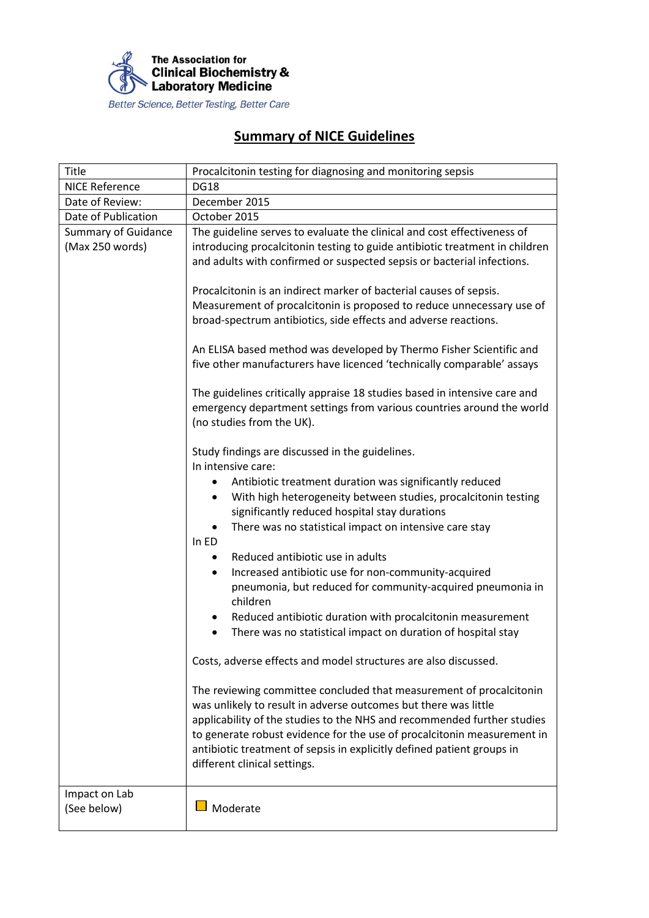The Association for Clinical Biochemistry & Laboratory Medicine

*Better Science, Better Testing, Better Care*

# Summary of NICE Guidelines

| Title | Procalcitonin testing for diagnosing and monitoring sepsis |
|---|---|
| NICE Reference | DG18 |
| Date of Review: | December 2015 |
| Date of Publication | October 2015 |
| Summary of Guidance (Max 250 words) | The guideline serves to evaluate the clinical and cost effectiveness of introducing procalcitonin testing to guide antibiotic treatment in children and adults with confirmed or suspected sepsis or bacterial infections.<br><br>Procalcitonin is an indirect marker of bacterial causes of sepsis. Measurement of procalcitonin is proposed to reduce unnecessary use of broad-spectrum antibiotics, side effects and adverse reactions.<br><br>An ELISA based method was developed by Thermo Fisher Scientific and five other manufacturers have licenced 'technically comparable' assays<br><br>The guidelines critically appraise 18 studies based in intensive care and emergency department settings from various countries around the world (no studies from the UK).<br><br>Study findings are discussed in the guidelines.<br>In intensive care:<br>• Antibiotic treatment duration was significantly reduced<br>• With high heterogeneity between studies, procalcitonin testing significantly reduced hospital stay durations<br>• There was no statistical impact on intensive care stay<br>In ED<br>• Reduced antibiotic use in adults<br>• Increased antibiotic use for non-community-acquired pneumonia, but reduced for community-acquired pneumonia in children<br>• Reduced antibiotic duration with procalcitonin measurement<br>• There was no statistical impact on duration of hospital stay<br><br>Costs, adverse effects and model structures are also discussed.<br><br>The reviewing committee concluded that measurement of procalcitonin was unlikely to result in adverse outcomes but there was little applicability of the studies to the NHS and recommended further studies to generate robust evidence for the use of procalcitonin measurement in antibiotic treatment of sepsis in explicitly defined patient groups in different clinical settings. |
| Impact on Lab (See below) | Moderate |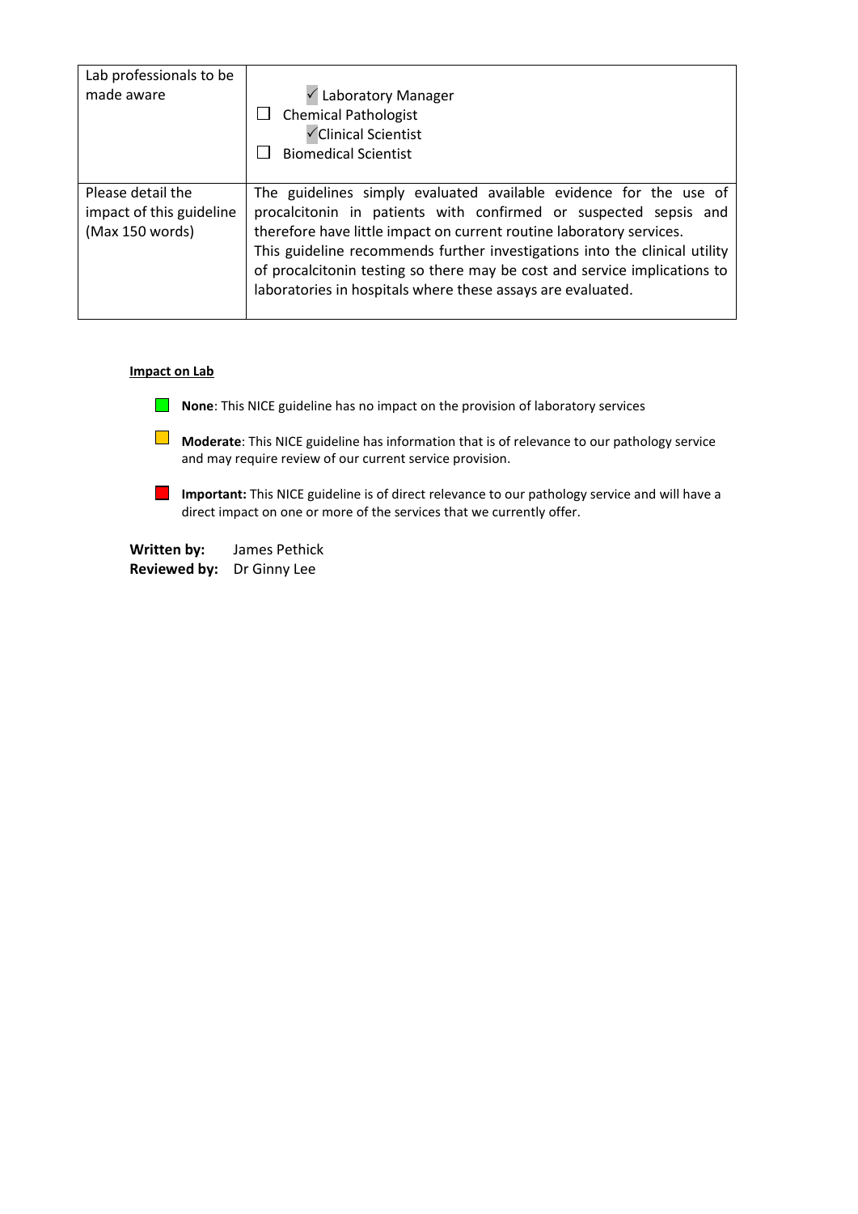| | |
|---|---|
| Lab professionals to be made aware | ✓ Laboratory Manager<br>☐ Chemical Pathologist<br>✓Clinical Scientist<br>☐ Biomedical Scientist |
| Please detail the impact of this guideline (Max 150 words) | The guidelines simply evaluated available evidence for the use of procalcitonin in patients with confirmed or suspected sepsis and therefore have little impact on current routine laboratory services.<br>This guideline recommends further investigations into the clinical utility of procalcitonin testing so there may be cost and service implications to laboratories in hospitals where these assays are evaluated. |

**Impact on Lab**

- **None**: This NICE guideline has no impact on the provision of laboratory services
- **Moderate**: This NICE guideline has information that is of relevance to our pathology service and may require review of our current service provision.
- **Important:** This NICE guideline is of direct relevance to our pathology service and will have a direct impact on one or more of the services that we currently offer.

**Written by:** James Pethick
**Reviewed by:** Dr Ginny Lee